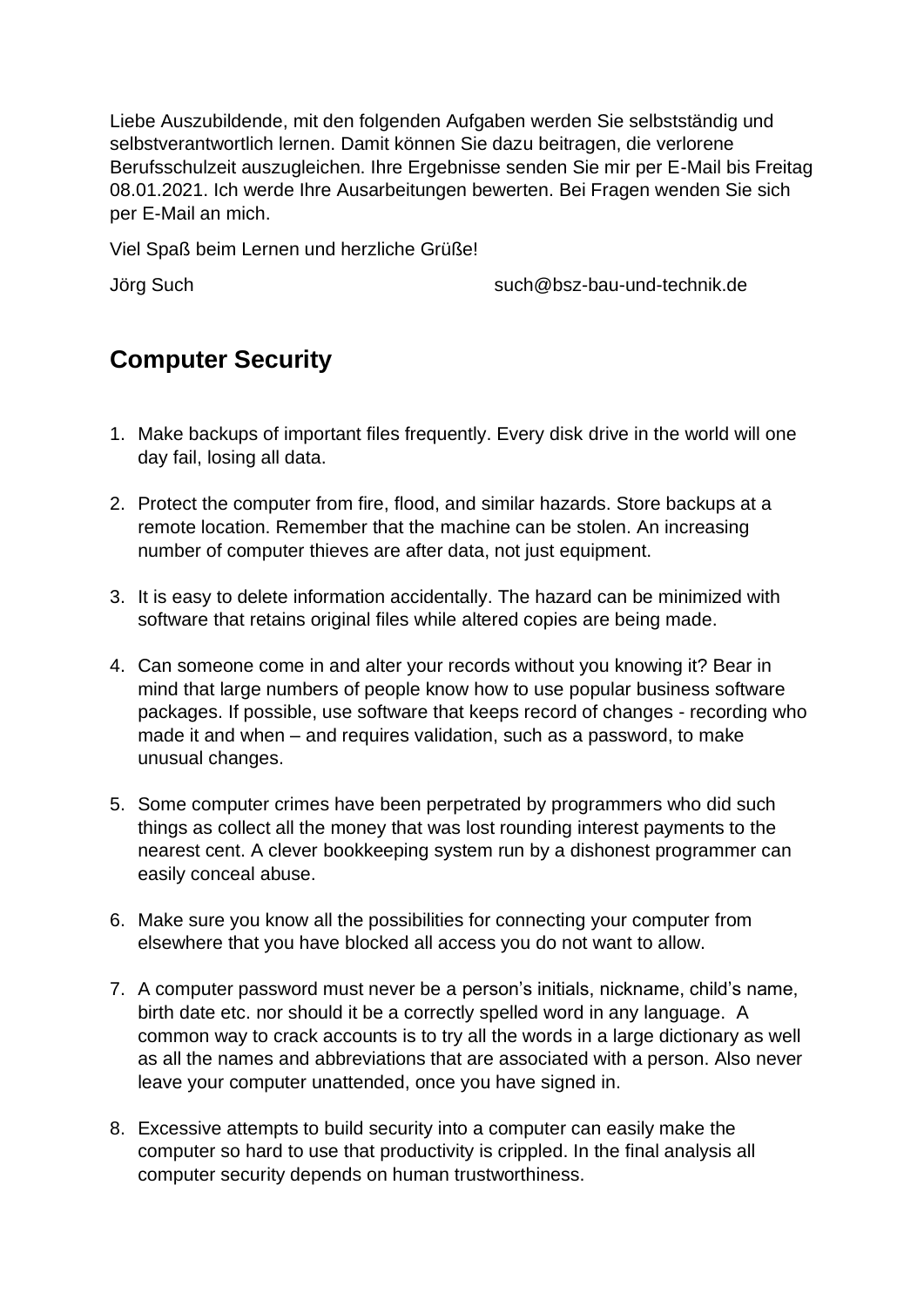Liebe Auszubildende, mit den folgenden Aufgaben werden Sie selbstständig und selbstverantwortlich lernen. Damit können Sie dazu beitragen, die verlorene Berufsschulzeit auszugleichen. Ihre Ergebnisse senden Sie mir per E-Mail bis Freitag 08.01.2021. Ich werde Ihre Ausarbeitungen bewerten. Bei Fragen wenden Sie sich per E-Mail an mich.

Viel Spaß beim Lernen und herzliche Grüße!

Jörg Such such@bsz-bau-und-technik.de

## Computer Security

1. Make backups of important files frequently. Every disk drive in the world will one day fail, losing all data.

2. Protect the computer from fire, flood, and similar hazards. Store backups at a remote location. Remember that the machine can be stolen. An increasing number of computer thieves are after data, not just equipment.

3. It is easy to delete information accidentally. The hazard can be minimized with software that retains original files while altered copies are being made.

4. Can someone come in and alter your records without you knowing it? Bear in mind that large numbers of people know how to use popular business software packages. If possible, use software that keeps record of changes - recording who made it and when – and requires validation, such as a password, to make unusual changes.

5. Some computer crimes have been perpetrated by programmers who did such things as collect all the money that was lost rounding interest payments to the nearest cent. A clever bookkeeping system run by a dishonest programmer can easily conceal abuse.

6. Make sure you know all the possibilities for connecting your computer from elsewhere that you have blocked all access you do not want to allow.

7. A computer password must never be a person's initials, nickname, child's name, birth date etc. nor should it be a correctly spelled word in any language. A common way to crack accounts is to try all the words in a large dictionary as well as all the names and abbreviations that are associated with a person. Also never leave your computer unattended, once you have signed in.

8. Excessive attempts to build security into a computer can easily make the computer so hard to use that productivity is crippled. In the final analysis all computer security depends on human trustworthiness.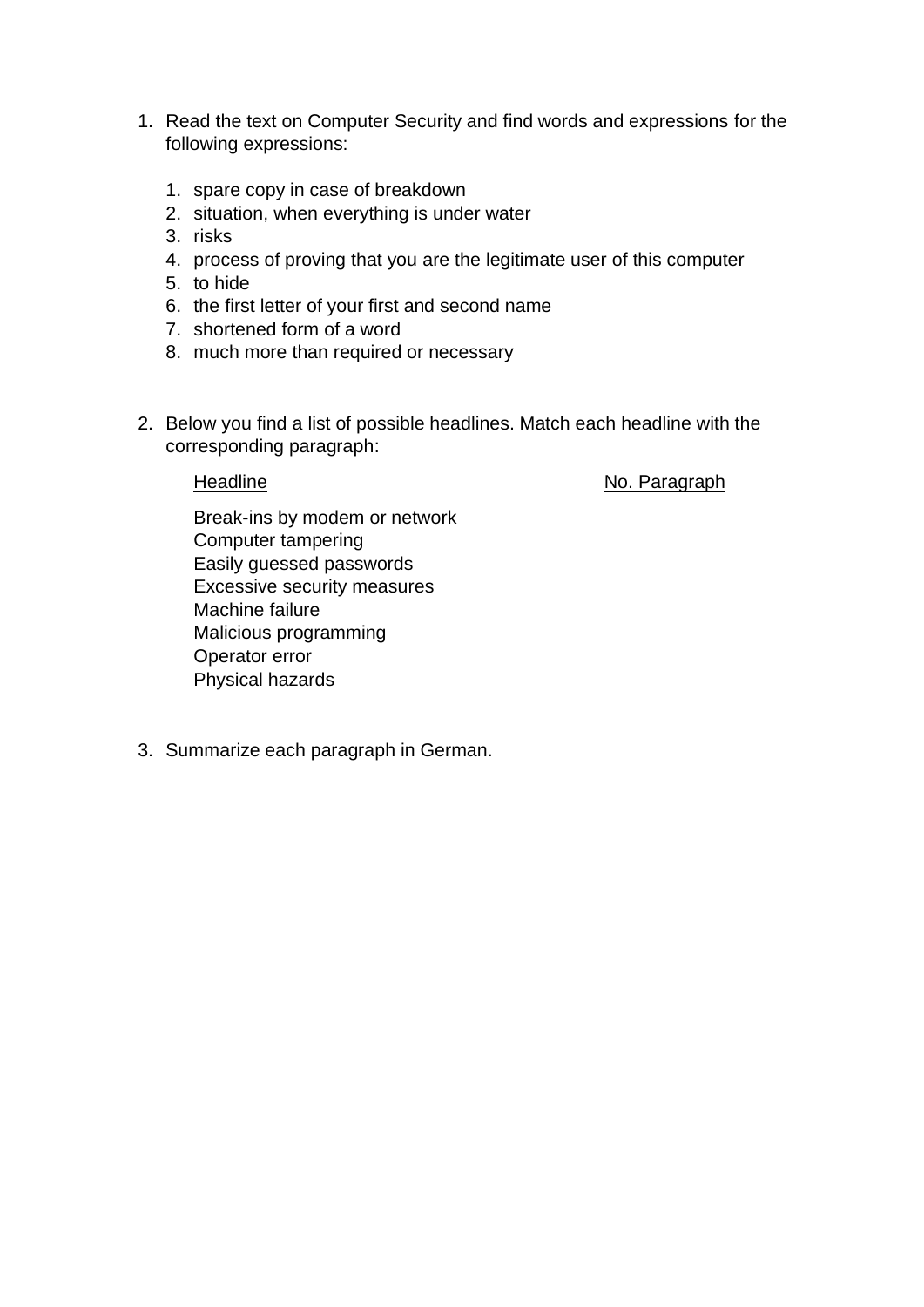1. Read the text on Computer Security and find words and expressions for the following expressions:

    1. spare copy in case of breakdown
    2. situation, when everything is under water
    3. risks
    4. process of proving that you are the legitimate user of this computer
    5. to hide
    6. the first letter of your first and second name
    7. shortened form of a word
    8. much more than required or necessary

2. Below you find a list of possible headlines. Match each headline with the corresponding paragraph:

| Headline | No. Paragraph |
|---|---|
| Break-ins by modem or network | |
| Computer tampering | |
| Easily guessed passwords | |
| Excessive security measures | |
| Machine failure | |
| Malicious programming | |
| Operator error | |
| Physical hazards | |

3. Summarize each paragraph in German.